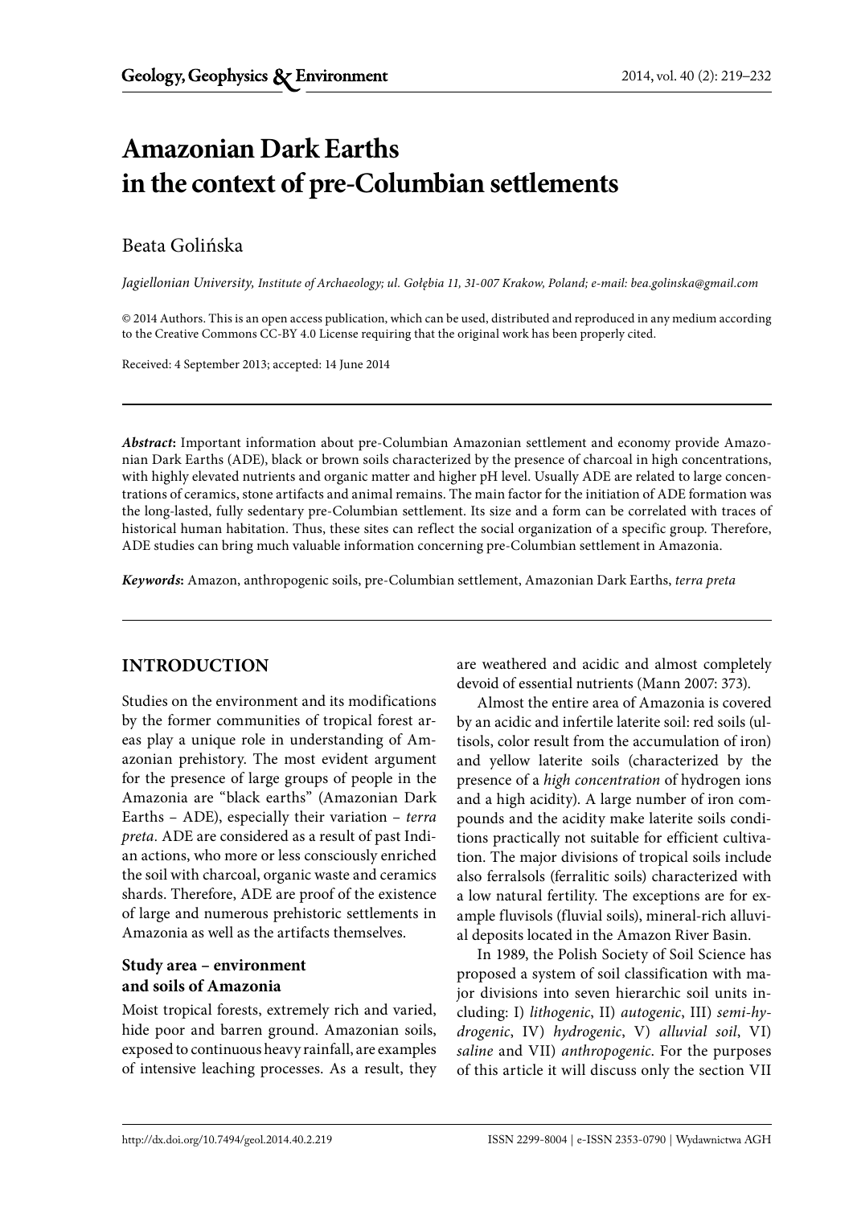# Amazonian Dark Earths in the context of pre-Columbian settlements

Beata Golińska

*Jagiellonian University, Institute of Archaeology; ul. Gołębia 11, 31-007 Krakow, Poland; e-mail: bea.golinska@gmail.com*

© 2014 Authors. This is an open access publication, which can be used, distributed and reproduced in any medium according to the Creative Commons CC-BY 4.0 License requiring that the original work has been properly cited.

Received: 4 September 2013; accepted: 14 June 2014

***Abstract*:** Important information about pre-Columbian Amazonian settlement and economy provide Amazonian Dark Earths (ADE), black or brown soils characterized by the presence of charcoal in high concentrations, with highly elevated nutrients and organic matter and higher pH level. Usually ADE are related to large concentrations of ceramics, stone artifacts and animal remains. The main factor for the initiation of ADE formation was the long-lasted, fully sedentary pre-Columbian settlement. Its size and a form can be correlated with traces of historical human habitation. Thus, these sites can reflect the social organization of a specific group. Therefore, ADE studies can bring much valuable information concerning pre-Columbian settlement in Amazonia.

***Keywords*:** Amazon, anthropogenic soils, pre-Columbian settlement, Amazonian Dark Earths, *terra preta*

## INTRODUCTION

Studies on the environment and its modifications by the former communities of tropical forest areas play a unique role in understanding of Amazonian prehistory. The most evident argument for the presence of large groups of people in the Amazonia are "black earths" (Amazonian Dark Earths – ADE), especially their variation – *terra preta*. ADE are considered as a result of past Indian actions, who more or less consciously enriched the soil with charcoal, organic waste and ceramics shards. Therefore, ADE are proof of the existence of large and numerous prehistoric settlements in Amazonia as well as the artifacts themselves.

### Study area – environment and soils of Amazonia

Moist tropical forests, extremely rich and varied, hide poor and barren ground. Amazonian soils, exposed to continuous heavy rainfall, are examples of intensive leaching processes. As a result, they are weathered and acidic and almost completely devoid of essential nutrients (Mann 2007: 373).

Almost the entire area of Amazonia is covered by an acidic and infertile laterite soil: red soils (ultisols, color result from the accumulation of iron) and yellow laterite soils (characterized by the presence of a *high concentration* of hydrogen ions and a high acidity). A large number of iron compounds and the acidity make laterite soils conditions practically not suitable for efficient cultivation. The major divisions of tropical soils include also ferralsols (ferralitic soils) characterized with a low natural fertility. The exceptions are for example fluvisols (fluvial soils), mineral-rich alluvial deposits located in the Amazon River Basin.

In 1989, the Polish Society of Soil Science has proposed a system of soil classification with major divisions into seven hierarchic soil units including: I) *lithogenic*, II) *autogenic*, III) *semi-hydrogenic*, IV) *hydrogenic*, V) *alluvial soil*, VI) *saline* and VII) *anthropogenic*. For the purposes of this article it will discuss only the section VII

http://dx.doi.org/10.7494/geol.2014.40.2.219 ISSN 2299-8004 | e-ISSN 2353-0790 | Wydawnictwa AGH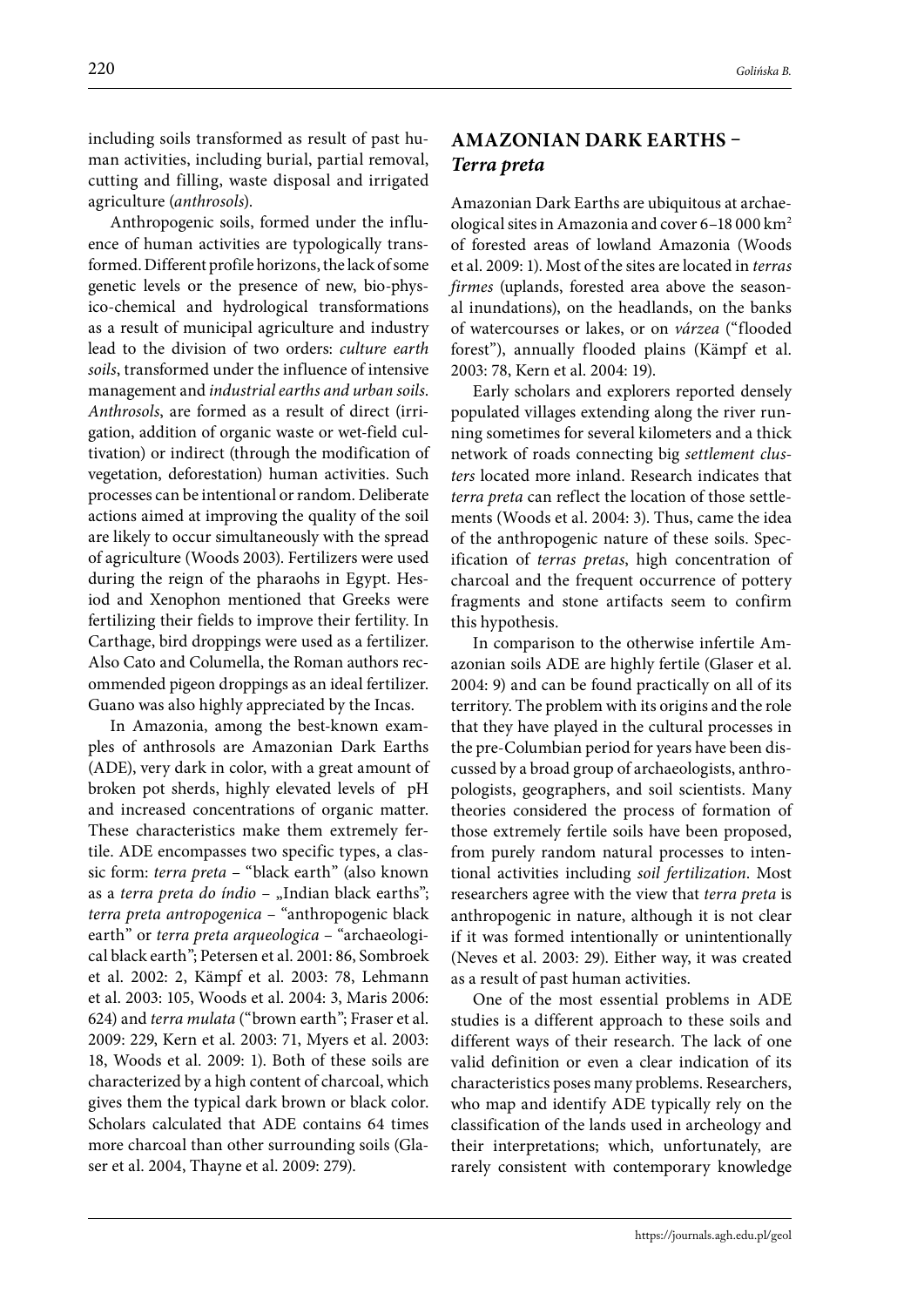including soils transformed as result of past human activities, including burial, partial removal, cutting and filling, waste disposal and irrigated agriculture (*anthrosols*).

Anthropogenic soils, formed under the influence of human activities are typologically transformed. Different profile horizons, the lack of some genetic levels or the presence of new, bio-physico-chemical and hydrological transformations as a result of municipal agriculture and industry lead to the division of two orders: *culture earth soils*, transformed under the influence of intensive management and *industrial earths and urban soils*. *Anthrosols*, are formed as a result of direct (irrigation, addition of organic waste or wet-field cultivation) or indirect (through the modification of vegetation, deforestation) human activities. Such processes can be intentional or random. Deliberate actions aimed at improving the quality of the soil are likely to occur simultaneously with the spread of agriculture (Woods 2003). Fertilizers were used during the reign of the pharaohs in Egypt. Hesiod and Xenophon mentioned that Greeks were fertilizing their fields to improve their fertility. In Carthage, bird droppings were used as a fertilizer. Also Cato and Columella, the Roman authors recommended pigeon droppings as an ideal fertilizer. Guano was also highly appreciated by the Incas.

In Amazonia, among the best-known examples of anthrosols are Amazonian Dark Earths (ADE), very dark in color, with a great amount of broken pot sherds, highly elevated levels of pH and increased concentrations of organic matter. These characteristics make them extremely fertile. ADE encompasses two specific types, a classic form: *terra preta* – "black earth" (also known as a *terra preta do índio* – „Indian black earths"; *terra preta antropogenica* – "anthropogenic black earth" or *terra preta arqueologica* – "archaeological black earth"; Petersen et al. 2001: 86, Sombroek et al. 2002: 2, Kämpf et al. 2003: 78, Lehmann et al. 2003: 105, Woods et al. 2004: 3, Maris 2006: 624) and *terra mulata* ("brown earth"; Fraser et al. 2009: 229, Kern et al. 2003: 71, Myers et al. 2003: 18, Woods et al. 2009: 1). Both of these soils are characterized by a high content of charcoal, which gives them the typical dark brown or black color. Scholars calculated that ADE contains 64 times more charcoal than other surrounding soils (Glaser et al. 2004, Thayne et al. 2009: 279).

## AMAZONIAN DARK EARTHS – *Terra preta*

Amazonian Dark Earths are ubiquitous at archaeological sites in Amazonia and cover 6–18 000 km$^2$ of forested areas of lowland Amazonia (Woods et al. 2009: 1). Most of the sites are located in *terras firmes* (uplands, forested area above the seasonal inundations), on the headlands, on the banks of watercourses or lakes, or on *várzea* ("flooded forest"), annually flooded plains (Kämpf et al. 2003: 78, Kern et al. 2004: 19).

Early scholars and explorers reported densely populated villages extending along the river running sometimes for several kilometers and a thick network of roads connecting big *settlement clusters* located more inland. Research indicates that *terra preta* can reflect the location of those settlements (Woods et al. 2004: 3). Thus, came the idea of the anthropogenic nature of these soils. Specification of *terras pretas*, high concentration of charcoal and the frequent occurrence of pottery fragments and stone artifacts seem to confirm this hypothesis.

In comparison to the otherwise infertile Amazonian soils ADE are highly fertile (Glaser et al. 2004: 9) and can be found practically on all of its territory. The problem with its origins and the role that they have played in the cultural processes in the pre-Columbian period for years have been discussed by a broad group of archaeologists, anthropologists, geographers, and soil scientists. Many theories considered the process of formation of those extremely fertile soils have been proposed, from purely random natural processes to intentional activities including *soil fertilization*. Most researchers agree with the view that *terra preta* is anthropogenic in nature, although it is not clear if it was formed intentionally or unintentionally (Neves et al. 2003: 29). Either way, it was created as a result of past human activities.

One of the most essential problems in ADE studies is a different approach to these soils and different ways of their research. The lack of one valid definition or even a clear indication of its characteristics poses many problems. Researchers, who map and identify ADE typically rely on the classification of the lands used in archeology and their interpretations; which, unfortunately, are rarely consistent with contemporary knowledge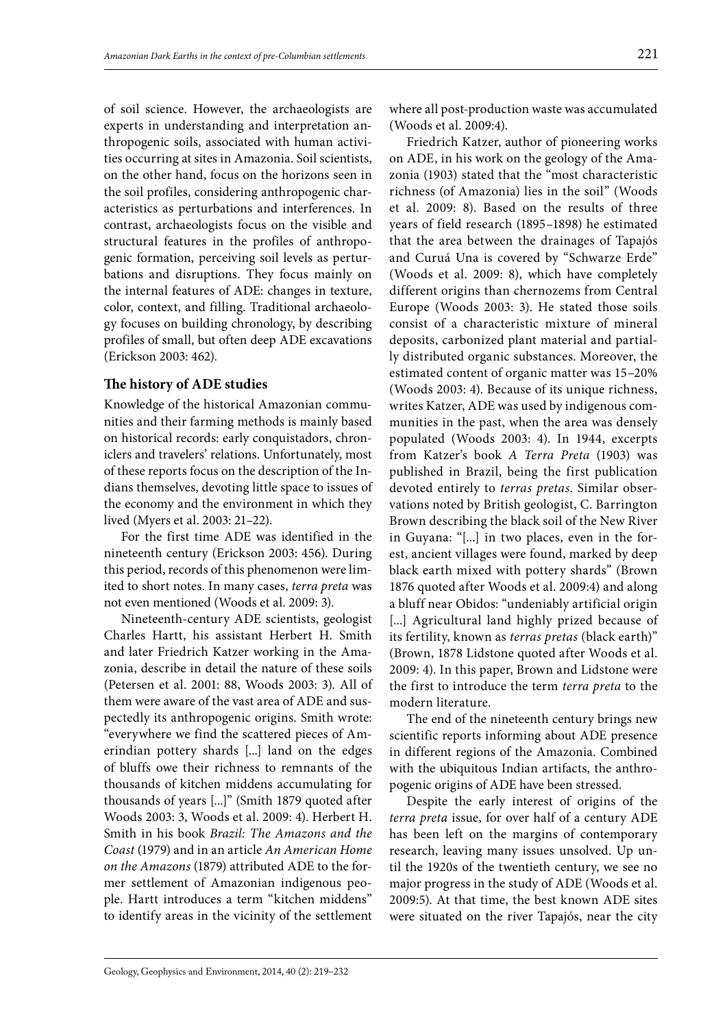of soil science. However, the archaeologists are experts in understanding and interpretation anthropogenic soils, associated with human activities occurring at sites in Amazonia. Soil scientists, on the other hand, focus on the horizons seen in the soil profiles, considering anthropogenic characteristics as perturbations and interferences. In contrast, archaeologists focus on the visible and structural features in the profiles of anthropogenic formation, perceiving soil levels as perturbations and disruptions. They focus mainly on the internal features of ADE: changes in texture, color, context, and filling. Traditional archaeology focuses on building chronology, by describing profiles of small, but often deep ADE excavations (Erickson 2003: 462).

## The history of ADE studies

Knowledge of the historical Amazonian communities and their farming methods is mainly based on historical records: early conquistadors, chroniclers and travelers' relations. Unfortunately, most of these reports focus on the description of the Indians themselves, devoting little space to issues of the economy and the environment in which they lived (Myers et al. 2003: 21–22).

For the first time ADE was identified in the nineteenth century (Erickson 2003: 456). During this period, records of this phenomenon were limited to short notes. In many cases, *terra preta* was not even mentioned (Woods et al. 2009: 3).

Nineteenth-century ADE scientists, geologist Charles Hartt, his assistant Herbert H. Smith and later Friedrich Katzer working in the Amazonia, describe in detail the nature of these soils (Petersen et al. 2001: 88, Woods 2003: 3). All of them were aware of the vast area of ADE and suspectedly its anthropogenic origins. Smith wrote: "everywhere we find the scattered pieces of Amerindian pottery shards [...] land on the edges of bluffs owe their richness to remnants of the thousands of kitchen middens accumulating for thousands of years [...]" (Smith 1879 quoted after Woods 2003: 3, Woods et al. 2009: 4). Herbert H. Smith in his book *Brazil: The Amazons and the Coast* (1979) and in an article *An American Home on the Amazons* (1879) attributed ADE to the former settlement of Amazonian indigenous people. Hartt introduces a term "kitchen middens" to identify areas in the vicinity of the settlement where all post-production waste was accumulated (Woods et al. 2009:4).

Friedrich Katzer, author of pioneering works on ADE, in his work on the geology of the Amazonia (1903) stated that the "most characteristic richness (of Amazonia) lies in the soil" (Woods et al. 2009: 8). Based on the results of three years of field research (1895–1898) he estimated that the area between the drainages of Tapajós and Curuá Una is covered by "Schwarze Erde" (Woods et al. 2009: 8), which have completely different origins than chernozems from Central Europe (Woods 2003: 3). He stated those soils consist of a characteristic mixture of mineral deposits, carbonized plant material and partially distributed organic substances. Moreover, the estimated content of organic matter was 15–20% (Woods 2003: 4). Because of its unique richness, writes Katzer, ADE was used by indigenous communities in the past, when the area was densely populated (Woods 2003: 4). In 1944, excerpts from Katzer's book *A Terra Preta* (1903) was published in Brazil, being the first publication devoted entirely to *terras pretas*. Similar observations noted by British geologist, C. Barrington Brown describing the black soil of the New River in Guyana: "[...] in two places, even in the forest, ancient villages were found, marked by deep black earth mixed with pottery shards" (Brown 1876 quoted after Woods et al. 2009:4) and along a bluff near Obidos: "undeniably artificial origin [...] Agricultural land highly prized because of its fertility, known as *terras pretas* (black earth)" (Brown, 1878 Lidstone quoted after Woods et al. 2009: 4). In this paper, Brown and Lidstone were the first to introduce the term *terra preta* to the modern literature.

The end of the nineteenth century brings new scientific reports informing about ADE presence in different regions of the Amazonia. Combined with the ubiquitous Indian artifacts, the anthropogenic origins of ADE have been stressed.

Despite the early interest of origins of the *terra preta* issue, for over half of a century ADE has been left on the margins of contemporary research, leaving many issues unsolved. Up until the 1920s of the twentieth century, we see no major progress in the study of ADE (Woods et al. 2009:5). At that time, the best known ADE sites were situated on the river Tapajós, near the city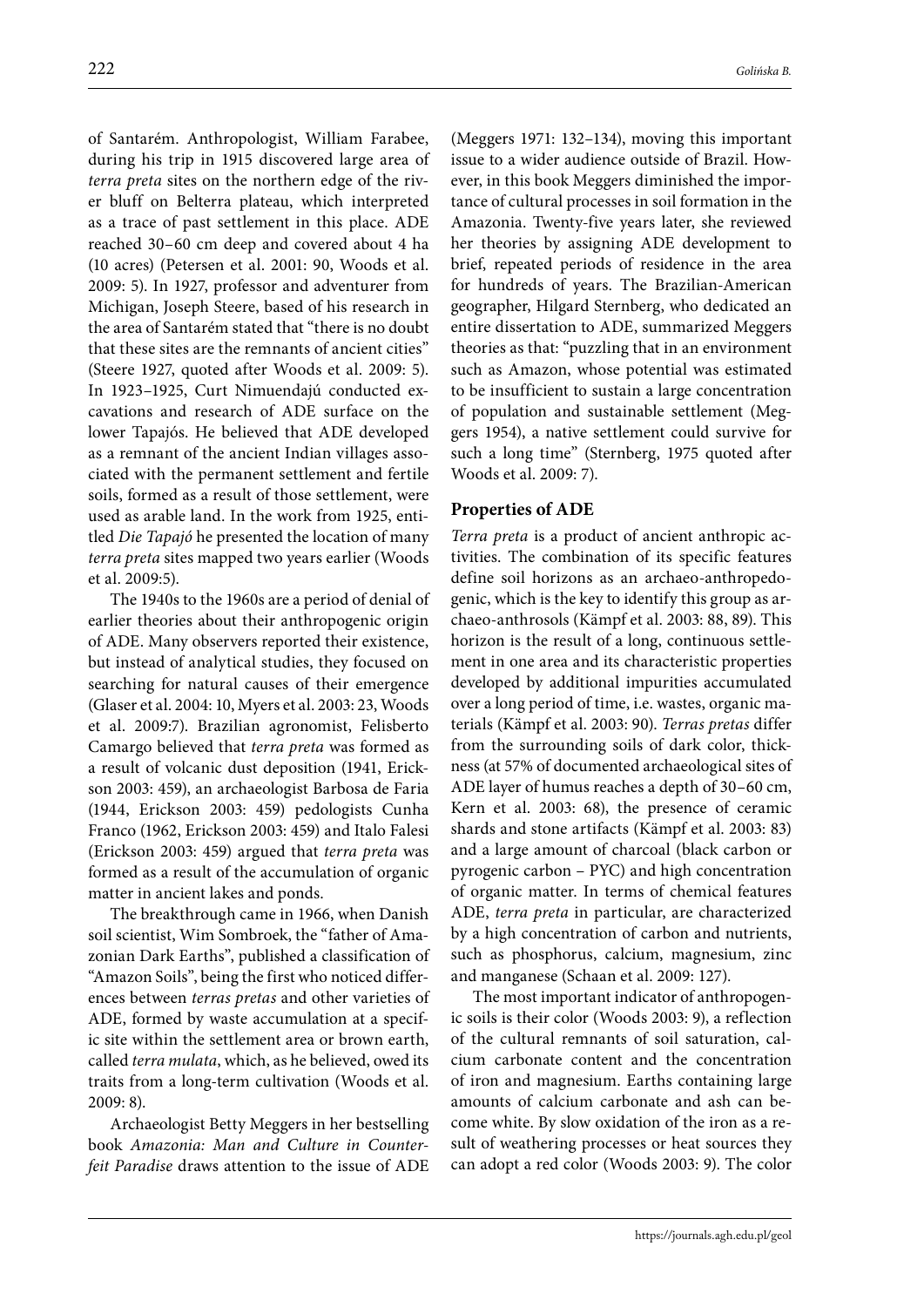of Santarém. Anthropologist, William Farabee, during his trip in 1915 discovered large area of *terra preta* sites on the northern edge of the river bluff on Belterra plateau, which interpreted as a trace of past settlement in this place. ADE reached 30–60 cm deep and covered about 4 ha (10 acres) (Petersen et al. 2001: 90, Woods et al. 2009: 5). In 1927, professor and adventurer from Michigan, Joseph Steere, based of his research in the area of Santarém stated that "there is no doubt that these sites are the remnants of ancient cities" (Steere 1927, quoted after Woods et al. 2009: 5). In 1923–1925, Curt Nimuendajú conducted excavations and research of ADE surface on the lower Tapajós. He believed that ADE developed as a remnant of the ancient Indian villages associated with the permanent settlement and fertile soils, formed as a result of those settlement, were used as arable land. In the work from 1925, entitled *Die Tapajó* he presented the location of many *terra preta* sites mapped two years earlier (Woods et al. 2009:5).

The 1940s to the 1960s are a period of denial of earlier theories about their anthropogenic origin of ADE. Many observers reported their existence, but instead of analytical studies, they focused on searching for natural causes of their emergence (Glaser et al. 2004: 10, Myers et al. 2003: 23, Woods et al. 2009:7). Brazilian agronomist, Felisberto Camargo believed that *terra preta* was formed as a result of volcanic dust deposition (1941, Erickson 2003: 459), an archaeologist Barbosa de Faria (1944, Erickson 2003: 459) pedologists Cunha Franco (1962, Erickson 2003: 459) and Italo Falesi (Erickson 2003: 459) argued that *terra preta* was formed as a result of the accumulation of organic matter in ancient lakes and ponds.

The breakthrough came in 1966, when Danish soil scientist, Wim Sombroek, the "father of Amazonian Dark Earths", published a classification of "Amazon Soils", being the first who noticed differences between *terras pretas* and other varieties of ADE, formed by waste accumulation at a specific site within the settlement area or brown earth, called *terra mulata*, which, as he believed, owed its traits from a long-term cultivation (Woods et al. 2009: 8).

Archaeologist Betty Meggers in her bestselling book *Amazonia: Man and Culture in Counterfeit Paradise* draws attention to the issue of ADE (Meggers 1971: 132–134), moving this important issue to a wider audience outside of Brazil. However, in this book Meggers diminished the importance of cultural processes in soil formation in the Amazonia. Twenty-five years later, she reviewed her theories by assigning ADE development to brief, repeated periods of residence in the area for hundreds of years. The Brazilian-American geographer, Hilgard Sternberg, who dedicated an entire dissertation to ADE, summarized Meggers theories as that: "puzzling that in an environment such as Amazon, whose potential was estimated to be insufficient to sustain a large concentration of population and sustainable settlement (Meggers 1954), a native settlement could survive for such a long time" (Sternberg, 1975 quoted after Woods et al. 2009: 7).

## Properties of ADE

*Terra preta* is a product of ancient anthropic activities. The combination of its specific features define soil horizons as an archaeo-anthropedogenic, which is the key to identify this group as archaeo-anthrosols (Kämpf et al. 2003: 88, 89). This horizon is the result of a long, continuous settlement in one area and its characteristic properties developed by additional impurities accumulated over a long period of time, i.e. wastes, organic materials (Kämpf et al. 2003: 90). *Terras pretas* differ from the surrounding soils of dark color, thickness (at 57% of documented archaeological sites of ADE layer of humus reaches a depth of 30–60 cm, Kern et al. 2003: 68), the presence of ceramic shards and stone artifacts (Kämpf et al. 2003: 83) and a large amount of charcoal (black carbon or pyrogenic carbon – PYC) and high concentration of organic matter. In terms of chemical features ADE, *terra preta* in particular, are characterized by a high concentration of carbon and nutrients, such as phosphorus, calcium, magnesium, zinc and manganese (Schaan et al. 2009: 127).

The most important indicator of anthropogenic soils is their color (Woods 2003: 9), a reflection of the cultural remnants of soil saturation, calcium carbonate content and the concentration of iron and magnesium. Earths containing large amounts of calcium carbonate and ash can become white. By slow oxidation of the iron as a result of weathering processes or heat sources they can adopt a red color (Woods 2003: 9). The color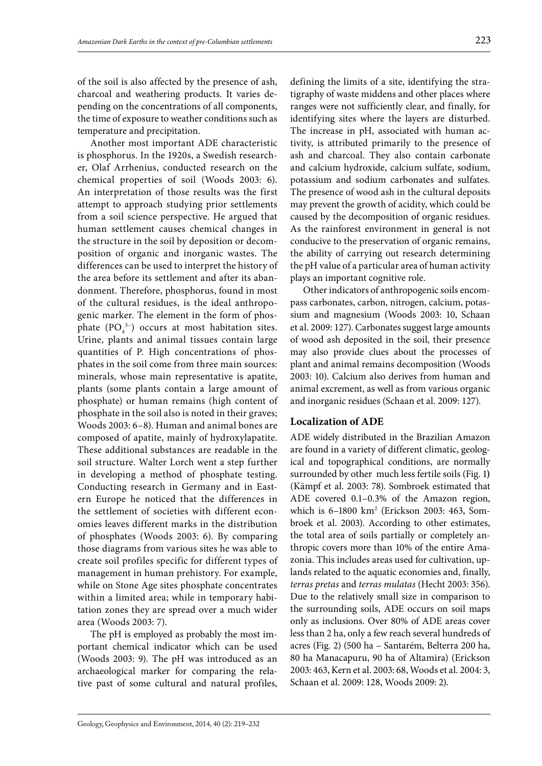of the soil is also affected by the presence of ash, charcoal and weathering products. It varies depending on the concentrations of all components, the time of exposure to weather conditions such as temperature and precipitation.

Another most important ADE characteristic is phosphorus. In the 1920s, a Swedish researcher, Olaf Arrhenius, conducted research on the chemical properties of soil (Woods 2003: 6). An interpretation of those results was the first attempt to approach studying prior settlements from a soil science perspective. He argued that human settlement causes chemical changes in the structure in the soil by deposition or decomposition of organic and inorganic wastes. The differences can be used to interpret the history of the area before its settlement and after its abandonment. Therefore, phosphorus, found in most of the cultural residues, is the ideal anthropogenic marker. The element in the form of phosphate ($PO_4^{3-}$) occurs at most habitation sites. Urine, plants and animal tissues contain large quantities of P. High concentrations of phosphates in the soil come from three main sources: minerals, whose main representative is apatite, plants (some plants contain a large amount of phosphate) or human remains (high content of phosphate in the soil also is noted in their graves; Woods 2003: 6–8). Human and animal bones are composed of apatite, mainly of hydroxylapatite. These additional substances are readable in the soil structure. Walter Lorch went a step further in developing a method of phosphate testing. Conducting research in Germany and in Eastern Europe he noticed that the differences in the settlement of societies with different economies leaves different marks in the distribution of phosphates (Woods 2003: 6). By comparing those diagrams from various sites he was able to create soil profiles specific for different types of management in human prehistory. For example, while on Stone Age sites phosphate concentrates within a limited area; while in temporary habitation zones they are spread over a much wider area (Woods 2003: 7).

The pH is employed as probably the most important chemical indicator which can be used (Woods 2003: 9). The pH was introduced as an archaeological marker for comparing the relative past of some cultural and natural profiles, defining the limits of a site, identifying the stratigraphy of waste middens and other places where ranges were not sufficiently clear, and finally, for identifying sites where the layers are disturbed. The increase in pH, associated with human activity, is attributed primarily to the presence of ash and charcoal. They also contain carbonate and calcium hydroxide, calcium sulfate, sodium, potassium and sodium carbonates and sulfates. The presence of wood ash in the cultural deposits may prevent the growth of acidity, which could be caused by the decomposition of organic residues. As the rainforest environment in general is not conducive to the preservation of organic remains, the ability of carrying out research determining the pH value of a particular area of human activity plays an important cognitive role.

Other indicators of anthropogenic soils encompass carbonates, carbon, nitrogen, calcium, potassium and magnesium (Woods 2003: 10, Schaan et al. 2009: 127). Carbonates suggest large amounts of wood ash deposited in the soil, their presence may also provide clues about the processes of plant and animal remains decomposition (Woods 2003: 10). Calcium also derives from human and animal excrement, as well as from various organic and inorganic residues (Schaan et al. 2009: 127).

## Localization of ADE

ADE widely distributed in the Brazilian Amazon are found in a variety of different climatic, geological and topographical conditions, are normally surrounded by other much less fertile soils (Fig. 1) (Kämpf et al. 2003: 78). Sombroek estimated that ADE covered 0.1–0.3% of the Amazon region, which is 6–1800 km$^2$ (Erickson 2003: 463, Sombroek et al. 2003). According to other estimates, the total area of soils partially or completely anthropic covers more than 10% of the entire Amazonia. This includes areas used for cultivation, uplands related to the aquatic economies and, finally, *terras pretas* and *terras mulatas* (Hecht 2003: 356). Due to the relatively small size in comparison to the surrounding soils, ADE occurs on soil maps only as inclusions. Over 80% of ADE areas cover less than 2 ha, only a few reach several hundreds of acres (Fig. 2) (500 ha – Santarém, Belterra 200 ha, 80 ha Manacapuru, 90 ha of Altamira) (Erickson 2003: 463, Kern et al. 2003: 68, Woods et al. 2004: 3, Schaan et al. 2009: 128, Woods 2009: 2).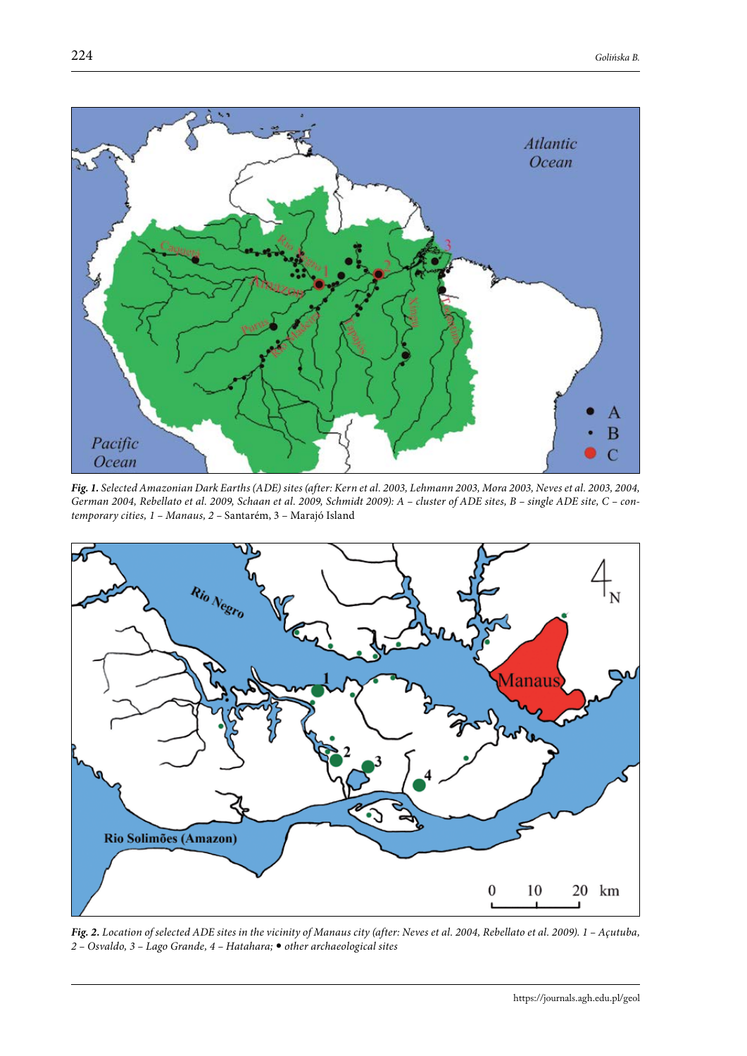***Fig. 1.*** *Selected Amazonian Dark Earths (ADE) sites (after: Kern et al. 2003, Lehmann 2003, Mora 2003, Neves et al. 2003, 2004, German 2004, Rebellato et al. 2009, Schaan et al. 2009, Schmidt 2009): A – cluster of ADE sites, B – single ADE site, C – contemporary cities, 1 – Manaus, 2 –* Santarém, 3 – Marajó Island

***Fig. 2.*** *Location of selected ADE sites in the vicinity of Manaus city (after: Neves et al. 2004, Rebellato et al. 2009). 1 – Açutuba, 2 – Osvaldo, 3 – Lago Grande, 4 – Hatahara; • other archaeological sites*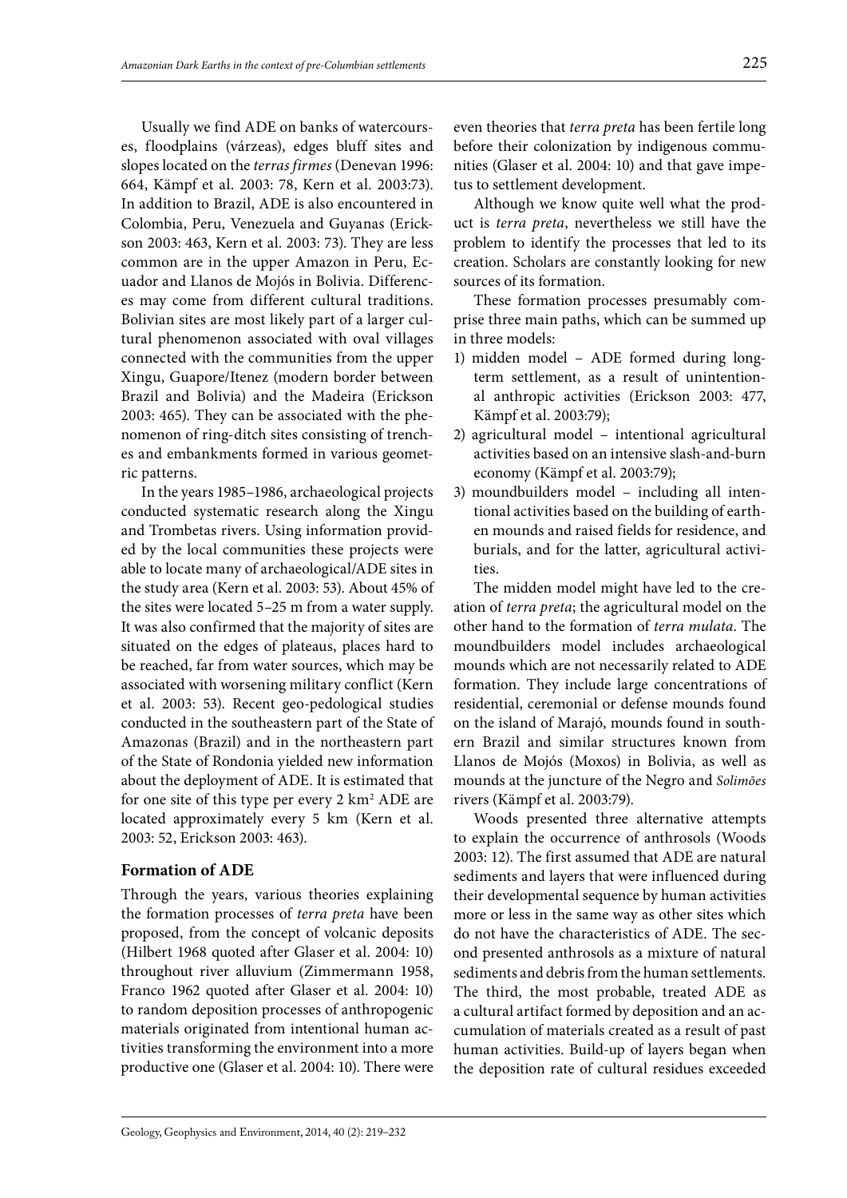Usually we find ADE on banks of watercourses, floodplains (várzeas), edges bluff sites and slopes located on the *terras firmes* (Denevan 1996: 664, Kämpf et al. 2003: 78, Kern et al. 2003:73). In addition to Brazil, ADE is also encountered in Colombia, Peru, Venezuela and Guyanas (Erickson 2003: 463, Kern et al. 2003: 73). They are less common are in the upper Amazon in Peru, Ecuador and Llanos de Mojós in Bolivia. Differences may come from different cultural traditions. Bolivian sites are most likely part of a larger cultural phenomenon associated with oval villages connected with the communities from the upper Xingu, Guapore/Itenez (modern border between Brazil and Bolivia) and the Madeira (Erickson 2003: 465). They can be associated with the phenomenon of ring-ditch sites consisting of trenches and embankments formed in various geometric patterns.

In the years 1985–1986, archaeological projects conducted systematic research along the Xingu and Trombetas rivers. Using information provided by the local communities these projects were able to locate many of archaeological/ADE sites in the study area (Kern et al. 2003: 53). About 45% of the sites were located 5–25 m from a water supply. It was also confirmed that the majority of sites are situated on the edges of plateaus, places hard to be reached, far from water sources, which may be associated with worsening military conflict (Kern et al. 2003: 53). Recent geo-pedological studies conducted in the southeastern part of the State of Amazonas (Brazil) and in the northeastern part of the State of Rondonia yielded new information about the deployment of ADE. It is estimated that for one site of this type per every 2 km$^2$ ADE are located approximately every 5 km (Kern et al. 2003: 52, Erickson 2003: 463).

## Formation of ADE

Through the years, various theories explaining the formation processes of *terra preta* have been proposed, from the concept of volcanic deposits (Hilbert 1968 quoted after Glaser et al. 2004: 10) throughout river alluvium (Zimmermann 1958, Franco 1962 quoted after Glaser et al. 2004: 10) to random deposition processes of anthropogenic materials originated from intentional human activities transforming the environment into a more productive one (Glaser et al. 2004: 10). There were even theories that *terra preta* has been fertile long before their colonization by indigenous communities (Glaser et al. 2004: 10) and that gave impetus to settlement development.

Although we know quite well what the product is *terra preta*, nevertheless we still have the problem to identify the processes that led to its creation. Scholars are constantly looking for new sources of its formation.

These formation processes presumably comprise three main paths, which can be summed up in three models:

1) midden model – ADE formed during long-term settlement, as a result of unintentional anthropic activities (Erickson 2003: 477, Kämpf et al. 2003:79);
2) agricultural model – intentional agricultural activities based on an intensive slash-and-burn economy (Kämpf et al. 2003:79);
3) moundbuilders model – including all intentional activities based on the building of earthen mounds and raised fields for residence, and burials, and for the latter, agricultural activities.

The midden model might have led to the creation of *terra preta*; the agricultural model on the other hand to the formation of *terra mulata*. The moundbuilders model includes archaeological mounds which are not necessarily related to ADE formation. They include large concentrations of residential, ceremonial or defense mounds found on the island of Marajó, mounds found in southern Brazil and similar structures known from Llanos de Mojós (Moxos) in Bolivia, as well as mounds at the juncture of the Negro and *Solimões* rivers (Kämpf et al. 2003:79).

Woods presented three alternative attempts to explain the occurrence of anthrosols (Woods 2003: 12). The first assumed that ADE are natural sediments and layers that were influenced during their developmental sequence by human activities more or less in the same way as other sites which do not have the characteristics of ADE. The second presented anthrosols as a mixture of natural sediments and debris from the human settlements. The third, the most probable, treated ADE as a cultural artifact formed by deposition and an accumulation of materials created as a result of past human activities. Build-up of layers began when the deposition rate of cultural residues exceeded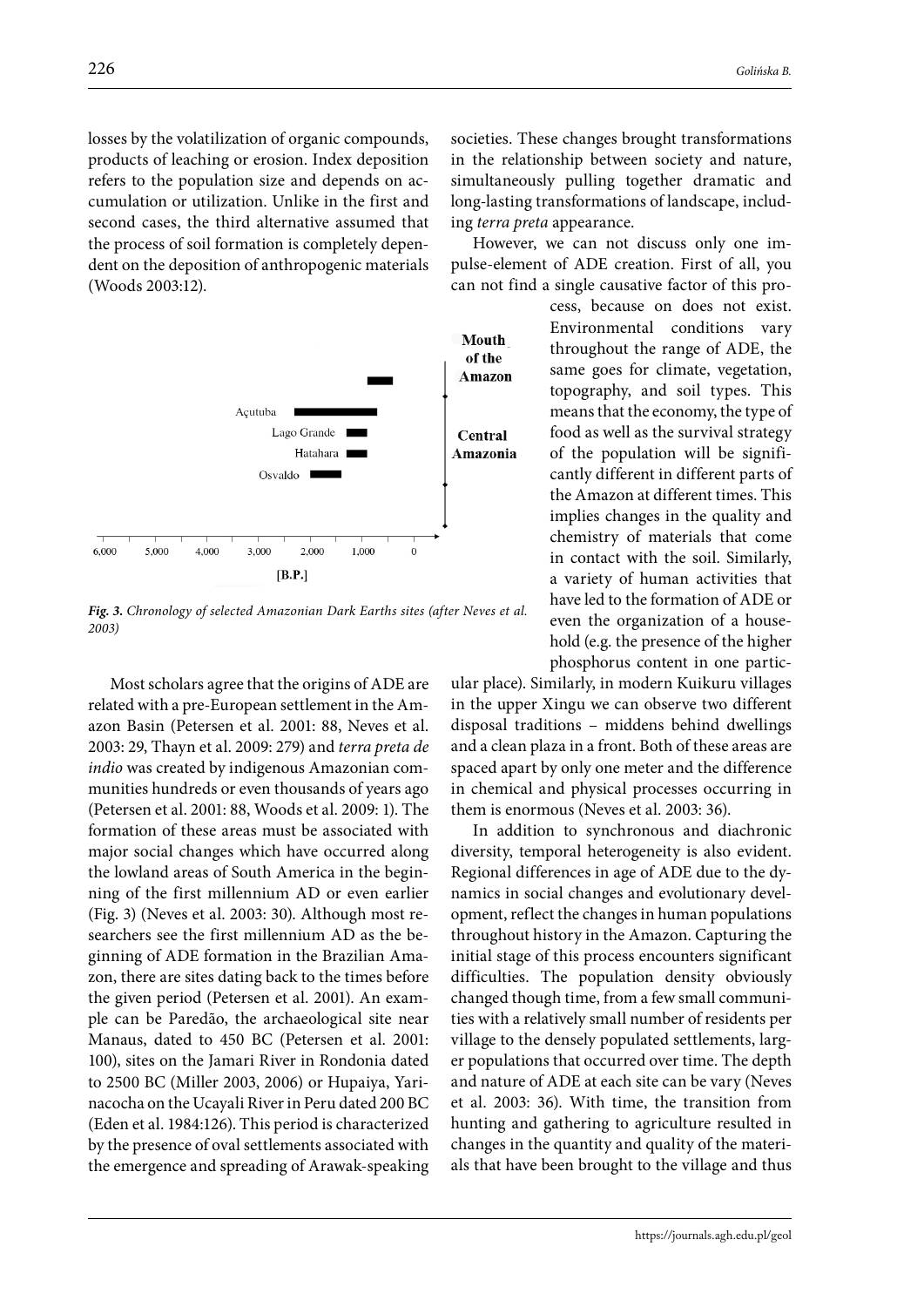losses by the volatilization of organic compounds, products of leaching or erosion. Index deposition refers to the population size and depends on accumulation or utilization. Unlike in the first and second cases, the third alternative assumed that the process of soil formation is completely dependent on the deposition of anthropogenic materials (Woods 2003:12).

*Fig. 3. Chronology of selected Amazonian Dark Earths sites (after Neves et al. 2003)*

Most scholars agree that the origins of ADE are related with a pre-European settlement in the Amazon Basin (Petersen et al. 2001: 88, Neves et al. 2003: 29, Thayn et al. 2009: 279) and *terra preta de indio* was created by indigenous Amazonian communities hundreds or even thousands of years ago (Petersen et al. 2001: 88, Woods et al. 2009: 1). The formation of these areas must be associated with major social changes which have occurred along the lowland areas of South America in the beginning of the first millennium AD or even earlier (Fig. 3) (Neves et al. 2003: 30). Although most researchers see the first millennium AD as the beginning of ADE formation in the Brazilian Amazon, there are sites dating back to the times before the given period (Petersen et al. 2001). An example can be Paredão, the archaeological site near Manaus, dated to 450 BC (Petersen et al. 2001: 100), sites on the Jamari River in Rondonia dated to 2500 BC (Miller 2003, 2006) or Hupaiya, Yarinacocha on the Ucayali River in Peru dated 200 BC (Eden et al. 1984:126). This period is characterized by the presence of oval settlements associated with the emergence and spreading of Arawak-speaking societies. These changes brought transformations in the relationship between society and nature, simultaneously pulling together dramatic and long-lasting transformations of landscape, including *terra preta* appearance.

However, we can not discuss only one impulse-element of ADE creation. First of all, you can not find a single causative factor of this process, because on does not exist. Environmental conditions vary throughout the range of ADE, the same goes for climate, vegetation, topography, and soil types. This means that the economy, the type of food as well as the survival strategy of the population will be significantly different in different parts of the Amazon at different times. This implies changes in the quality and chemistry of materials that come in contact with the soil. Similarly, a variety of human activities that have led to the formation of ADE or even the organization of a household (e.g. the presence of the higher phosphorus content in one particular place). Similarly, in modern Kuikuru villages in the upper Xingu we can observe two different disposal traditions – middens behind dwellings and a clean plaza in a front. Both of these areas are spaced apart by only one meter and the difference in chemical and physical processes occurring in them is enormous (Neves et al. 2003: 36).

In addition to synchronous and diachronic diversity, temporal heterogeneity is also evident. Regional differences in age of ADE due to the dynamics in social changes and evolutionary development, reflect the changes in human populations throughout history in the Amazon. Capturing the initial stage of this process encounters significant difficulties. The population density obviously changed though time, from a few small communities with a relatively small number of residents per village to the densely populated settlements, larger populations that occurred over time. The depth and nature of ADE at each site can be vary (Neves et al. 2003: 36). With time, the transition from hunting and gathering to agriculture resulted in changes in the quantity and quality of the materials that have been brought to the village and thus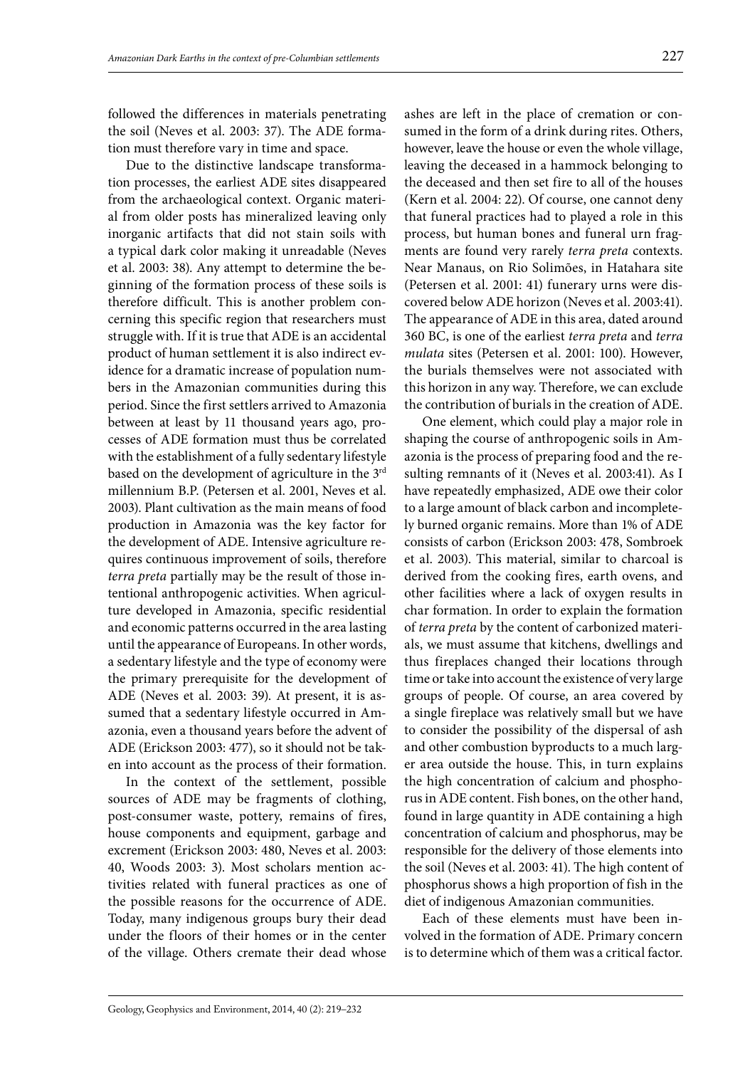followed the differences in materials penetrating the soil (Neves et al. 2003: 37). The ADE formation must therefore vary in time and space.

Due to the distinctive landscape transformation processes, the earliest ADE sites disappeared from the archaeological context. Organic material from older posts has mineralized leaving only inorganic artifacts that did not stain soils with a typical dark color making it unreadable (Neves et al. 2003: 38). Any attempt to determine the beginning of the formation process of these soils is therefore difficult. This is another problem concerning this specific region that researchers must struggle with. If it is true that ADE is an accidental product of human settlement it is also indirect evidence for a dramatic increase of population numbers in the Amazonian communities during this period. Since the first settlers arrived to Amazonia between at least by 11 thousand years ago, processes of ADE formation must thus be correlated with the establishment of a fully sedentary lifestyle based on the development of agriculture in the 3rd millennium B.P. (Petersen et al. 2001, Neves et al. 2003). Plant cultivation as the main means of food production in Amazonia was the key factor for the development of ADE. Intensive agriculture requires continuous improvement of soils, therefore *terra preta* partially may be the result of those intentional anthropogenic activities. When agriculture developed in Amazonia, specific residential and economic patterns occurred in the area lasting until the appearance of Europeans. In other words, a sedentary lifestyle and the type of economy were the primary prerequisite for the development of ADE (Neves et al. 2003: 39). At present, it is assumed that a sedentary lifestyle occurred in Amazonia, even a thousand years before the advent of ADE (Erickson 2003: 477), so it should not be taken into account as the process of their formation.

In the context of the settlement, possible sources of ADE may be fragments of clothing, post-consumer waste, pottery, remains of fires, house components and equipment, garbage and excrement (Erickson 2003: 480, Neves et al. 2003: 40, Woods 2003: 3). Most scholars mention activities related with funeral practices as one of the possible reasons for the occurrence of ADE. Today, many indigenous groups bury their dead under the floors of their homes or in the center of the village. Others cremate their dead whose ashes are left in the place of cremation or consumed in the form of a drink during rites. Others, however, leave the house or even the whole village, leaving the deceased in a hammock belonging to the deceased and then set fire to all of the houses (Kern et al. 2004: 22). Of course, one cannot deny that funeral practices had to played a role in this process, but human bones and funeral urn fragments are found very rarely *terra preta* contexts. Near Manaus, on Rio Solimões, in Hatahara site (Petersen et al. 2001: 41) funerary urns were discovered below ADE horizon (Neves et al. 2003:41). The appearance of ADE in this area, dated around 360 BC, is one of the earliest *terra preta* and *terra mulata* sites (Petersen et al. 2001: 100). However, the burials themselves were not associated with this horizon in any way. Therefore, we can exclude the contribution of burials in the creation of ADE.

One element, which could play a major role in shaping the course of anthropogenic soils in Amazonia is the process of preparing food and the resulting remnants of it (Neves et al. 2003:41). As I have repeatedly emphasized, ADE owe their color to a large amount of black carbon and incompletely burned organic remains. More than 1% of ADE consists of carbon (Erickson 2003: 478, Sombroek et al. 2003). This material, similar to charcoal is derived from the cooking fires, earth ovens, and other facilities where a lack of oxygen results in char formation. In order to explain the formation of *terra preta* by the content of carbonized materials, we must assume that kitchens, dwellings and thus fireplaces changed their locations through time or take into account the existence of very large groups of people. Of course, an area covered by a single fireplace was relatively small but we have to consider the possibility of the dispersal of ash and other combustion byproducts to a much larger area outside the house. This, in turn explains the high concentration of calcium and phosphorus in ADE content. Fish bones, on the other hand, found in large quantity in ADE containing a high concentration of calcium and phosphorus, may be responsible for the delivery of those elements into the soil (Neves et al. 2003: 41). The high content of phosphorus shows a high proportion of fish in the diet of indigenous Amazonian communities.

Each of these elements must have been involved in the formation of ADE. Primary concern is to determine which of them was a critical factor.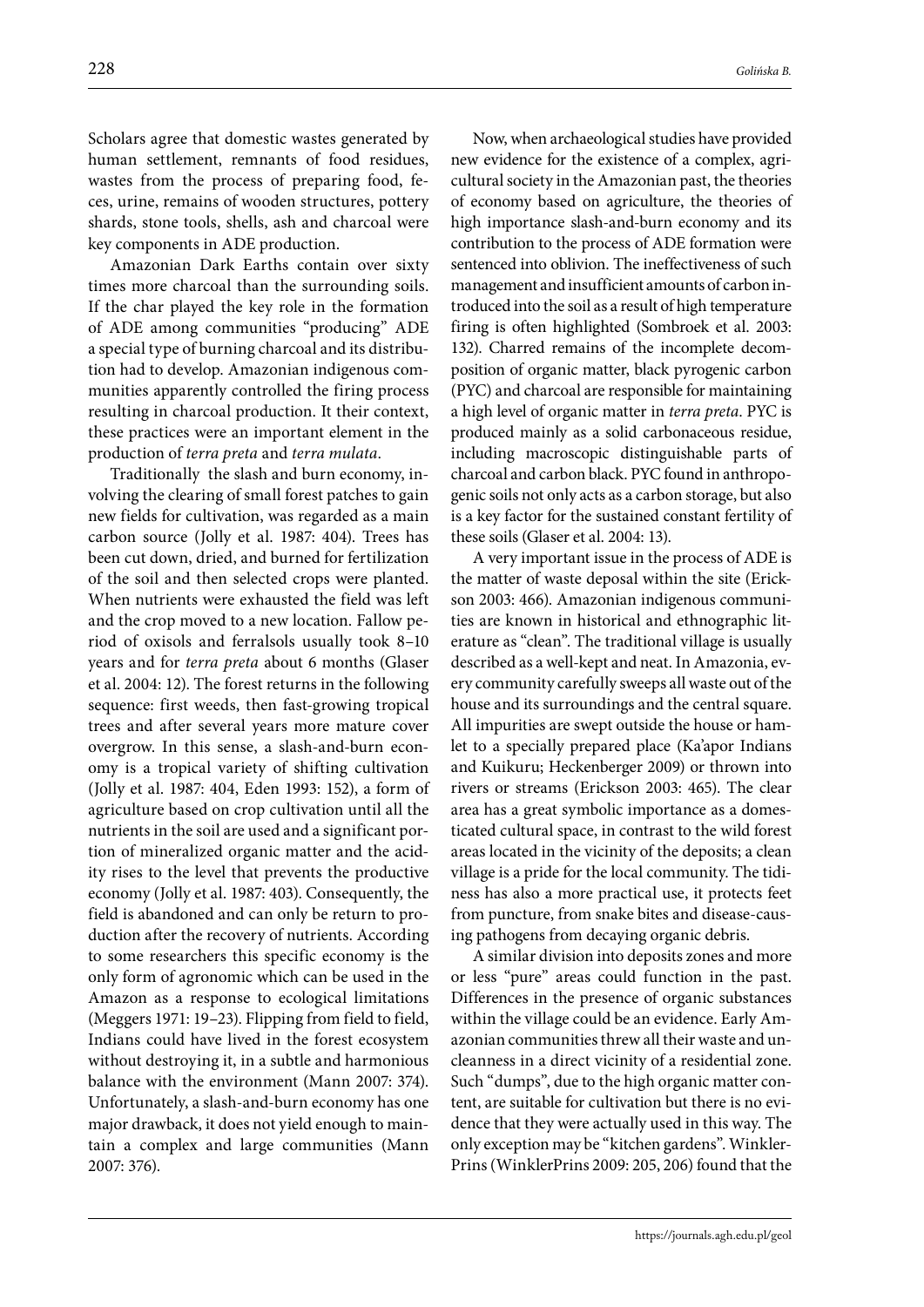Scholars agree that domestic wastes generated by human settlement, remnants of food residues, wastes from the process of preparing food, feces, urine, remains of wooden structures, pottery shards, stone tools, shells, ash and charcoal were key components in ADE production.

Amazonian Dark Earths contain over sixty times more charcoal than the surrounding soils. If the char played the key role in the formation of ADE among communities "producing" ADE a special type of burning charcoal and its distribution had to develop. Amazonian indigenous communities apparently controlled the firing process resulting in charcoal production. It their context, these practices were an important element in the production of *terra preta* and *terra mulata*.

Traditionally the slash and burn economy, involving the clearing of small forest patches to gain new fields for cultivation, was regarded as a main carbon source (Jolly et al. 1987: 404). Trees has been cut down, dried, and burned for fertilization of the soil and then selected crops were planted. When nutrients were exhausted the field was left and the crop moved to a new location. Fallow period of oxisols and ferralsols usually took 8–10 years and for *terra preta* about 6 months (Glaser et al. 2004: 12). The forest returns in the following sequence: first weeds, then fast-growing tropical trees and after several years more mature cover overgrow. In this sense, a slash-and-burn economy is a tropical variety of shifting cultivation (Jolly et al. 1987: 404, Eden 1993: 152), a form of agriculture based on crop cultivation until all the nutrients in the soil are used and a significant portion of mineralized organic matter and the acidity rises to the level that prevents the productive economy (Jolly et al. 1987: 403). Consequently, the field is abandoned and can only be return to production after the recovery of nutrients. According to some researchers this specific economy is the only form of agronomic which can be used in the Amazon as a response to ecological limitations (Meggers 1971: 19–23). Flipping from field to field, Indians could have lived in the forest ecosystem without destroying it, in a subtle and harmonious balance with the environment (Mann 2007: 374). Unfortunately, a slash-and-burn economy has one major drawback, it does not yield enough to maintain a complex and large communities (Mann 2007: 376).

Now, when archaeological studies have provided new evidence for the existence of a complex, agricultural society in the Amazonian past, the theories of economy based on agriculture, the theories of high importance slash-and-burn economy and its contribution to the process of ADE formation were sentenced into oblivion. The ineffectiveness of such management and insufficient amounts of carbon introduced into the soil as a result of high temperature firing is often highlighted (Sombroek et al. 2003: 132). Charred remains of the incomplete decomposition of organic matter, black pyrogenic carbon (PYC) and charcoal are responsible for maintaining a high level of organic matter in *terra preta*. PYC is produced mainly as a solid carbonaceous residue, including macroscopic distinguishable parts of charcoal and carbon black. PYC found in anthropogenic soils not only acts as a carbon storage, but also is a key factor for the sustained constant fertility of these soils (Glaser et al. 2004: 13).

A very important issue in the process of ADE is the matter of waste deposal within the site (Erickson 2003: 466). Amazonian indigenous communities are known in historical and ethnographic literature as "clean". The traditional village is usually described as a well-kept and neat. In Amazonia, every community carefully sweeps all waste out of the house and its surroundings and the central square. All impurities are swept outside the house or hamlet to a specially prepared place (Ka'apor Indians and Kuikuru; Heckenberger 2009) or thrown into rivers or streams (Erickson 2003: 465). The clear area has a great symbolic importance as a domesticated cultural space, in contrast to the wild forest areas located in the vicinity of the deposits; a clean village is a pride for the local community. The tidiness has also a more practical use, it protects feet from puncture, from snake bites and disease-causing pathogens from decaying organic debris.

A similar division into deposits zones and more or less "pure" areas could function in the past. Differences in the presence of organic substances within the village could be an evidence. Early Amazonian communities threw all their waste and uncleanness in a direct vicinity of a residential zone. Such "dumps", due to the high organic matter content, are suitable for cultivation but there is no evidence that they were actually used in this way. The only exception may be "kitchen gardens". WinklerPrins (WinklerPrins 2009: 205, 206) found that the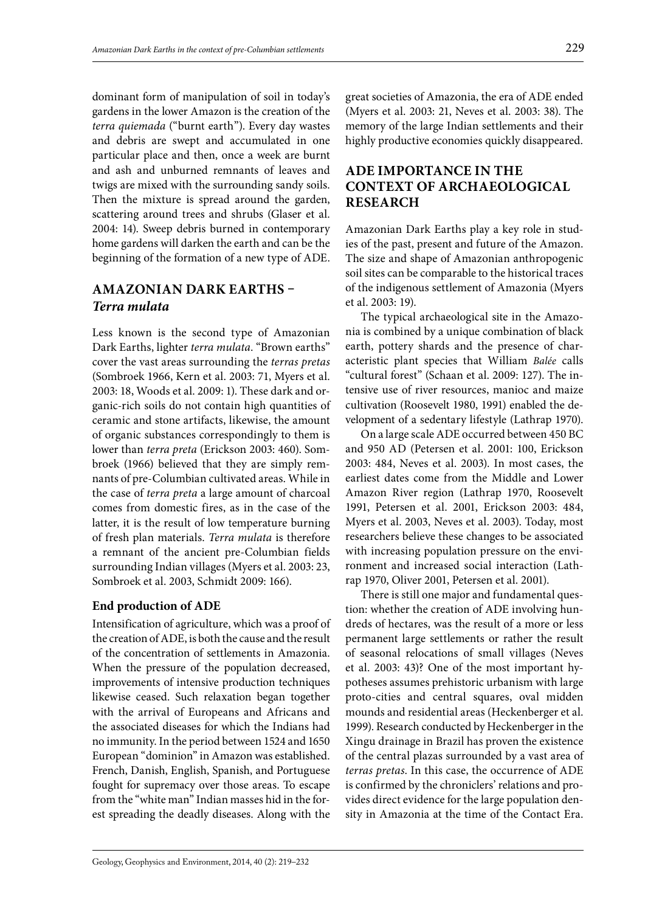dominant form of manipulation of soil in today's gardens in the lower Amazon is the creation of the *terra quiemada* ("burnt earth"). Every day wastes and debris are swept and accumulated in one particular place and then, once a week are burnt and ash and unburned remnants of leaves and twigs are mixed with the surrounding sandy soils. Then the mixture is spread around the garden, scattering around trees and shrubs (Glaser et al. 2004: 14). Sweep debris burned in contemporary home gardens will darken the earth and can be the beginning of the formation of a new type of ADE.

## AMAZONIAN DARK EARTHS – *Terra mulata*

Less known is the second type of Amazonian Dark Earths, lighter *terra mulata*. "Brown earths" cover the vast areas surrounding the *terras pretas* (Sombroek 1966, Kern et al. 2003: 71, Myers et al. 2003: 18, Woods et al. 2009: 1). These dark and organic-rich soils do not contain high quantities of ceramic and stone artifacts, likewise, the amount of organic substances correspondingly to them is lower than *terra preta* (Erickson 2003: 460). Sombroek (1966) believed that they are simply remnants of pre-Columbian cultivated areas. While in the case of *terra preta* a large amount of charcoal comes from domestic fires, as in the case of the latter, it is the result of low temperature burning of fresh plan materials. *Terra mulata* is therefore a remnant of the ancient pre-Columbian fields surrounding Indian villages (Myers et al. 2003: 23, Sombroek et al. 2003, Schmidt 2009: 166).

### End production of ADE

Intensification of agriculture, which was a proof of the creation of ADE, is both the cause and the result of the concentration of settlements in Amazonia. When the pressure of the population decreased, improvements of intensive production techniques likewise ceased. Such relaxation began together with the arrival of Europeans and Africans and the associated diseases for which the Indians had no immunity. In the period between 1524 and 1650 European "dominion" in Amazon was established. French, Danish, English, Spanish, and Portuguese fought for supremacy over those areas. To escape from the "white man" Indian masses hid in the forest spreading the deadly diseases. Along with the great societies of Amazonia, the era of ADE ended (Myers et al. 2003: 21, Neves et al. 2003: 38). The memory of the large Indian settlements and their highly productive economies quickly disappeared.

## ADE IMPORTANCE IN THE CONTEXT OF ARCHAEOLOGICAL RESEARCH

Amazonian Dark Earths play a key role in studies of the past, present and future of the Amazon. The size and shape of Amazonian anthropogenic soil sites can be comparable to the historical traces of the indigenous settlement of Amazonia (Myers et al. 2003: 19).

The typical archaeological site in the Amazonia is combined by a unique combination of black earth, pottery shards and the presence of characteristic plant species that William *Balée* calls "cultural forest" (Schaan et al. 2009: 127). The intensive use of river resources, manioc and maize cultivation (Roosevelt 1980, 1991) enabled the development of a sedentary lifestyle (Lathrap 1970).

On a large scale ADE occurred between 450 BC and 950 AD (Petersen et al. 2001: 100, Erickson 2003: 484, Neves et al. 2003). In most cases, the earliest dates come from the Middle and Lower Amazon River region (Lathrap 1970, Roosevelt 1991, Petersen et al. 2001, Erickson 2003: 484, Myers et al. 2003, Neves et al. 2003). Today, most researchers believe these changes to be associated with increasing population pressure on the environment and increased social interaction (Lathrap 1970, Oliver 2001, Petersen et al. 2001).

There is still one major and fundamental question: whether the creation of ADE involving hundreds of hectares, was the result of a more or less permanent large settlements or rather the result of seasonal relocations of small villages (Neves et al. 2003: 43)? One of the most important hypotheses assumes prehistoric urbanism with large proto-cities and central squares, oval midden mounds and residential areas (Heckenberger et al. 1999). Research conducted by Heckenberger in the Xingu drainage in Brazil has proven the existence of the central plazas surrounded by a vast area of *terras pretas*. In this case, the occurrence of ADE is confirmed by the chroniclers' relations and provides direct evidence for the large population density in Amazonia at the time of the Contact Era.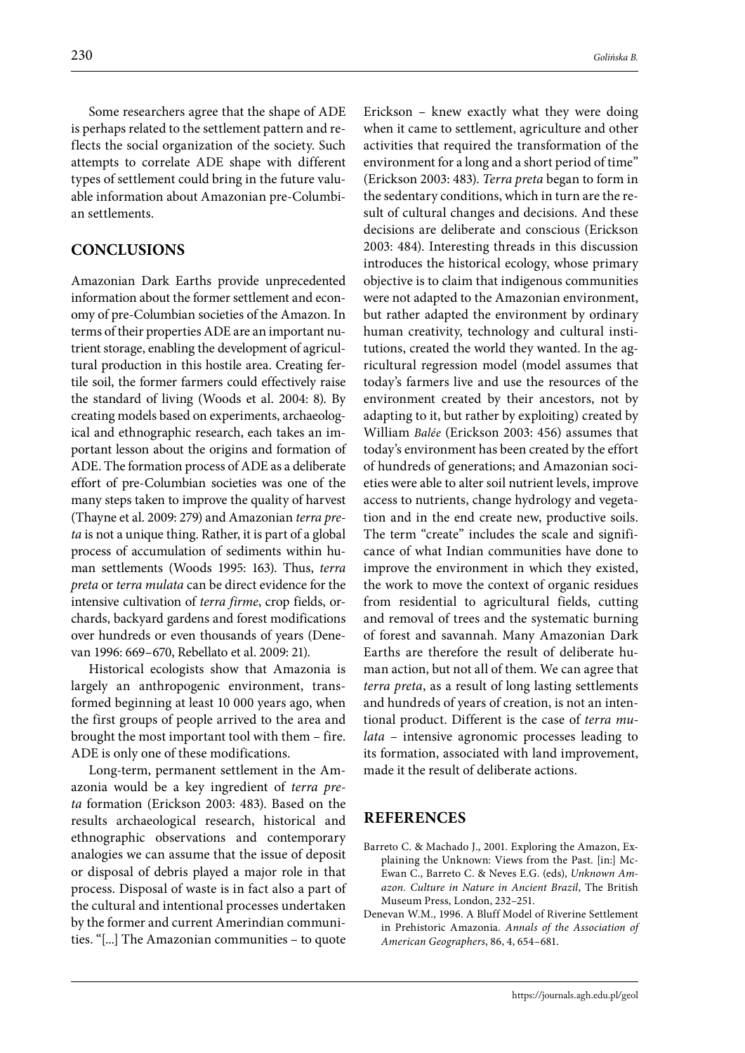Some researchers agree that the shape of ADE is perhaps related to the settlement pattern and reflects the social organization of the society. Such attempts to correlate ADE shape with different types of settlement could bring in the future valuable information about Amazonian pre-Columbian settlements.

## CONCLUSIONS

Amazonian Dark Earths provide unprecedented information about the former settlement and economy of pre-Columbian societies of the Amazon. In terms of their properties ADE are an important nutrient storage, enabling the development of agricultural production in this hostile area. Creating fertile soil, the former farmers could effectively raise the standard of living (Woods et al. 2004: 8). By creating models based on experiments, archaeological and ethnographic research, each takes an important lesson about the origins and formation of ADE. The formation process of ADE as a deliberate effort of pre-Columbian societies was one of the many steps taken to improve the quality of harvest (Thayne et al. 2009: 279) and Amazonian *terra preta* is not a unique thing. Rather, it is part of a global process of accumulation of sediments within human settlements (Woods 1995: 163). Thus, *terra preta* or *terra mulata* can be direct evidence for the intensive cultivation of *terra firme*, crop fields, orchards, backyard gardens and forest modifications over hundreds or even thousands of years (Denevan 1996: 669–670, Rebellato et al. 2009: 21).

Historical ecologists show that Amazonia is largely an anthropogenic environment, transformed beginning at least 10 000 years ago, when the first groups of people arrived to the area and brought the most important tool with them – fire. ADE is only one of these modifications.

Long-term, permanent settlement in the Amazonia would be a key ingredient of *terra preta* formation (Erickson 2003: 483). Based on the results archaeological research, historical and ethnographic observations and contemporary analogies we can assume that the issue of deposit or disposal of debris played a major role in that process. Disposal of waste is in fact also a part of the cultural and intentional processes undertaken by the former and current Amerindian communities. "[...] The Amazonian communities – to quote Erickson – knew exactly what they were doing when it came to settlement, agriculture and other activities that required the transformation of the environment for a long and a short period of time" (Erickson 2003: 483). *Terra preta* began to form in the sedentary conditions, which in turn are the result of cultural changes and decisions. And these decisions are deliberate and conscious (Erickson 2003: 484). Interesting threads in this discussion introduces the historical ecology, whose primary objective is to claim that indigenous communities were not adapted to the Amazonian environment, but rather adapted the environment by ordinary human creativity, technology and cultural institutions, created the world they wanted. In the agricultural regression model (model assumes that today's farmers live and use the resources of the environment created by their ancestors, not by adapting to it, but rather by exploiting) created by William *Balée* (Erickson 2003: 456) assumes that today's environment has been created by the effort of hundreds of generations; and Amazonian societies were able to alter soil nutrient levels, improve access to nutrients, change hydrology and vegetation and in the end create new, productive soils. The term "create" includes the scale and significance of what Indian communities have done to improve the environment in which they existed, the work to move the context of organic residues from residential to agricultural fields, cutting and removal of trees and the systematic burning of forest and savannah. Many Amazonian Dark Earths are therefore the result of deliberate human action, but not all of them. We can agree that *terra preta*, as a result of long lasting settlements and hundreds of years of creation, is not an intentional product. Different is the case of *terra mulata* – intensive agronomic processes leading to its formation, associated with land improvement, made it the result of deliberate actions.

## REFERENCES

Barreto C. & Machado J., 2001. Exploring the Amazon, Explaining the Unknown: Views from the Past. [in:] McEwan C., Barreto C. & Neves E.G. (eds), *Unknown Amazon. Culture in Nature in Ancient Brazil*, The British Museum Press, London, 232–251.

Denevan W.M., 1996. A Bluff Model of Riverine Settlement in Prehistoric Amazonia. *Annals of the Association of American Geographers*, 86, 4, 654–681.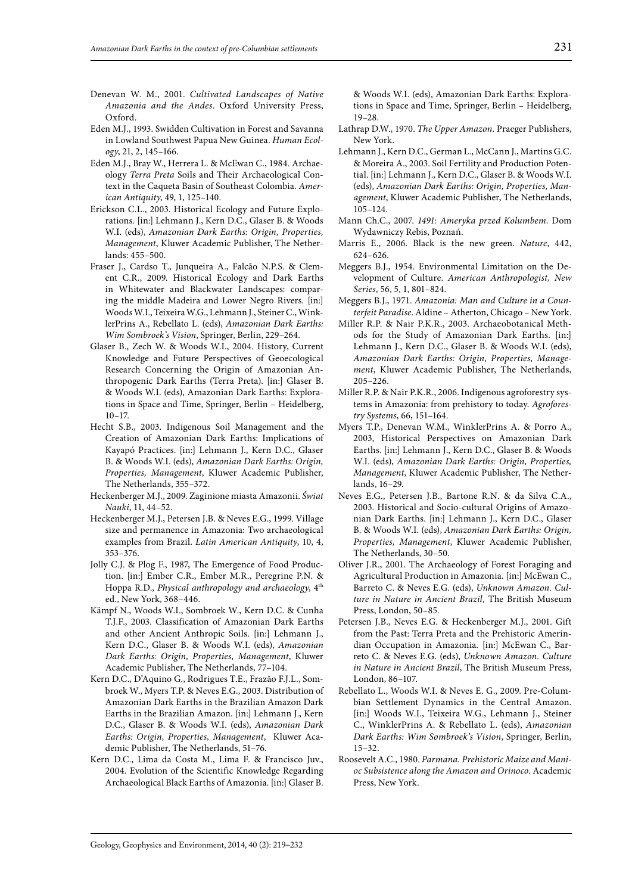Denevan W. M., 2001. *Cultivated Landscapes of Native Amazonia and the Andes*. Oxford University Press, Oxford.

Eden M.J., 1993. Swidden Cultivation in Forest and Savanna in Lowland Southwest Papua New Guinea. *Human Ecology*, 21, 2, 145–166.

Eden M.J., Bray W., Herrera L. & McEwan C., 1984. Archaeology *Terra Preta* Soils and Their Archaeological Context in the Caqueta Basin of Southeast Colombia. *American Antiquity*, 49, 1, 125–140.

Erickson C.L., 2003. Historical Ecology and Future Explorations. [in:] Lehmann J., Kern D.C., Glaser B. & Woods W.I. (eds), *Amazonian Dark Earths: Origin, Properties, Management*, Kluwer Academic Publisher, The Netherlands: 455–500.

Fraser J., Cardso T., Junqueira A., Falcão N.P.S. & Clement C.R., 2009. Historical Ecology and Dark Earths in Whitewater and Blackwater Landscapes: comparing the middle Madeira and Lower Negro Rivers. [in:] Woods W.I., Teixeira W.G., Lehmann J., Steiner C., WinklerPrins A., Rebellato L. (eds), *Amazonian Dark Earths: Wim Sombroek's Vision*, Springer, Berlin, 229–264.

Glaser B., Zech W. & Woods W.I., 2004. History, Current Knowledge and Future Perspectives of Geoecological Research Concerning the Origin of Amazonian Anthropogenic Dark Earths (Terra Preta). [in:] Glaser B. & Woods W.I. (eds), Amazonian Dark Earths: Explorations in Space and Time, Springer, Berlin – Heidelberg, 10–17.

Hecht S.B., 2003. Indigenous Soil Management and the Creation of Amazonian Dark Earths: Implications of Kayapó Practices. [in:] Lehmann J., Kern D.C., Glaser B. & Woods W.I. (eds), *Amazonian Dark Earths: Origin, Properties, Management*, Kluwer Academic Publisher, The Netherlands, 355–372.

Heckenberger M.J., 2009. Zaginione miasta Amazonii. *Świat Nauki*, 11, 44–52.

Heckenberger M.J., Petersen J.B. & Neves E.G., 1999. Village size and permanence in Amazonia: Two archaeological examples from Brazil. *Latin American Antiquity*, 10, 4, 353–376.

Jolly C.J. & Plog F., 1987, The Emergence of Food Production. [in:] Ember C.R., Ember M.R., Peregrine P.N. & Hoppa R.D., *Physical anthropology and archaeology*, 4th ed., New York, 368–446.

Kämpf N., Woods W.I., Sombroek W., Kern D.C. & Cunha T.J.F., 2003. Classification of Amazonian Dark Earths and other Ancient Anthropic Soils. [in:] Lehmann J., Kern D.C., Glaser B. & Woods W.I. (eds), *Amazonian Dark Earths: Origin, Properties, Management*, Kluwer Academic Publisher, The Netherlands, 77–104.

Kern D.C., D'Aquino G., Rodrigues T.E., Frazão F.J.L., Sombroek W., Myers T.P. & Neves E.G., 2003. Distribution of Amazonian Dark Earths in the Brazilian Amazon Dark Earths in the Brazilian Amazon. [in:] Lehmann J., Kern D.C., Glaser B. & Woods W.I. (eds), *Amazonian Dark Earths: Origin, Properties, Management*, Kluwer Academic Publisher, The Netherlands, 51–76.

Kern D.C., Lima da Costa M., Lima F. & Francisco Juv., 2004. Evolution of the Scientific Knowledge Regarding Archaeological Black Earths of Amazonia. [in:] Glaser B. & Woods W.I. (eds), Amazonian Dark Earths: Explorations in Space and Time, Springer, Berlin – Heidelberg, 19–28.

Lathrap D.W., 1970. *The Upper Amazon*. Praeger Publishers, New York.

Lehmann J., Kern D.C., German L., McCann J., Martins G.C. & Moreira A., 2003. Soil Fertility and Production Potential. [in:] Lehmann J., Kern D.C., Glaser B. & Woods W.I. (eds), *Amazonian Dark Earths: Origin, Properties, Management*, Kluwer Academic Publisher, The Netherlands, 105–124.

Mann Ch.C., 2007. *1491: Ameryka przed Kolumbem*. Dom Wydawniczy Rebis, Poznań.

Marris E., 2006. Black is the new green. *Nature*, 442, 624–626.

Meggers B.J., 1954. Environmental Limitation on the Development of Culture. *American Anthropologist, New Series*, 56, 5, 1, 801–824.

Meggers B.J., 1971. *Amazonia: Man and Culture in a Counterfeit Paradise*. Aldine – Atherton, Chicago – New York.

Miller R.P. & Nair P.K.R., 2003. Archaeobotanical Methods for the Study of Amazonian Dark Earths. [in:] Lehmann J., Kern D.C., Glaser B. & Woods W.I. (eds), *Amazonian Dark Earths: Origin, Properties, Management*, Kluwer Academic Publisher, The Netherlands, 205–226.

Miller R.P. & Nair P.K.R., 2006. Indigenous agroforestry systems in Amazonia: from prehistory to today. *Agroforestry Systems*, 66, 151–164.

Myers T.P., Denevan W.M., WinklerPrins A. & Porro A., 2003, Historical Perspectives on Amazonian Dark Earths. [in:] Lehmann J., Kern D.C., Glaser B. & Woods W.I. (eds), *Amazonian Dark Earths: Origin, Properties, Management*, Kluwer Academic Publisher, The Netherlands, 16–29.

Neves E.G., Petersen J.B., Bartone R.N. & da Silva C.A., 2003. Historical and Socio-cultural Origins of Amazonian Dark Earths. [in:] Lehmann J., Kern D.C., Glaser B. & Woods W.I. (eds), *Amazonian Dark Earths: Origin, Properties, Management*, Kluwer Academic Publisher, The Netherlands, 30–50.

Oliver J.R., 2001. The Archaeology of Forest Foraging and Agricultural Production in Amazonia. [in:] McEwan C., Barreto C. & Neves E.G. (eds), *Unknown Amazon. Culture in Nature in Ancient Brazil*, The British Museum Press, London, 50–85.

Petersen J.B., Neves E.G. & Heckenberger M.J., 2001. Gift from the Past: Terra Preta and the Prehistoric Amerindian Occupation in Amazonia. [in:] McEwan C., Barreto C. & Neves E.G. (eds), *Unknown Amazon. Culture in Nature in Ancient Brazil*, The British Museum Press, London, 86–107.

Rebellato L., Woods W.I. & Neves E. G., 2009. Pre-Columbian Settlement Dynamics in the Central Amazon. [in:] Woods W.I., Teixeira W.G., Lehmann J., Steiner C., WinklerPrins A. & Rebellato L. (eds), *Amazonian Dark Earths: Wim Sombroek's Vision*, Springer, Berlin, 15–32.

Roosevelt A.C., 1980. *Parmana. Prehistoric Maize and Manioc Subsistence along the Amazon and Orinoco*. Academic Press, New York.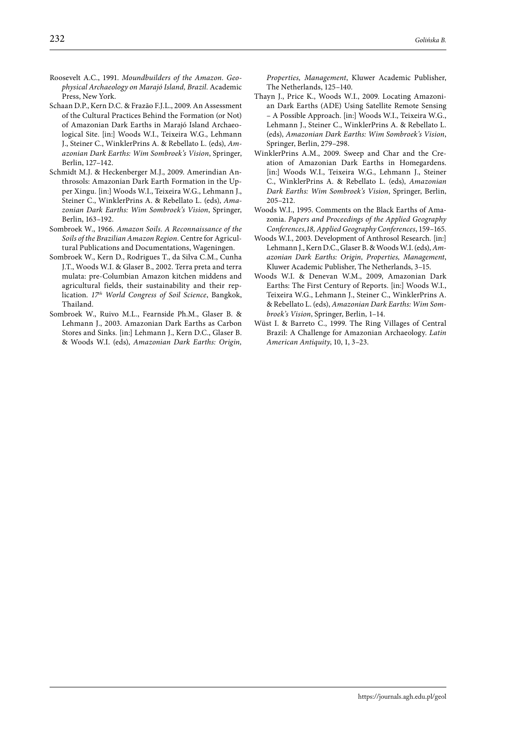Roosevelt A.C., 1991. *Moundbuilders of the Amazon. Geophysical Archaeology on Marajó Island, Brazil*. Academic Press, New York.

Schaan D.P., Kern D.C. & Frazão F.J.L., 2009. An Assessment of the Cultural Practices Behind the Formation (or Not) of Amazonian Dark Earths in Marajó Island Archaeological Site. [in:] Woods W.I., Teixeira W.G., Lehmann J., Steiner C., WinklerPrins A. & Rebellato L. (eds), *Amazonian Dark Earths: Wim Sombroek's Vision*, Springer, Berlin, 127–142.

Schmidt M.J. & Heckenberger M.J., 2009. Amerindian Anthrosols: Amazonian Dark Earth Formation in the Upper Xingu. [in:] Woods W.I., Teixeira W.G., Lehmann J., Steiner C., WinklerPrins A. & Rebellato L. (eds), *Amazonian Dark Earths: Wim Sombroek's Vision*, Springer, Berlin, 163–192.

Sombroek W., 1966. *Amazon Soils. A Reconnaissance of the Soils of the Brazilian Amazon Region*. Centre for Agricultural Publications and Documentations, Wageningen.

Sombroek W., Kern D., Rodrigues T., da Silva C.M., Cunha J.T., Woods W.I. & Glaser B., 2002. Terra preta and terra mulata: pre-Columbian Amazon kitchen middens and agricultural fields, their sustainability and their replication. *17th World Congress of Soil Science*, Bangkok, Thailand.

Sombroek W., Ruivo M.L., Fearnside Ph.M., Glaser B. & Lehmann J., 2003. Amazonian Dark Earths as Carbon Stores and Sinks. [in:] Lehmann J., Kern D.C., Glaser B. & Woods W.I. (eds), *Amazonian Dark Earths: Origin, Properties, Management*, Kluwer Academic Publisher, The Netherlands, 125–140.

Thayn J., Price K., Woods W.I., 2009. Locating Amazonian Dark Earths (ADE) Using Satellite Remote Sensing – A Possible Approach. [in:] Woods W.I., Teixeira W.G., Lehmann J., Steiner C., WinklerPrins A. & Rebellato L. (eds), *Amazonian Dark Earths: Wim Sombroek's Vision*, Springer, Berlin, 279–298.

WinklerPrins A.M., 2009. Sweep and Char and the Creation of Amazonian Dark Earths in Homegardens. [in:] Woods W.I., Teixeira W.G., Lehmann J., Steiner C., WinklerPrins A. & Rebellato L. (eds), *Amazonian Dark Earths: Wim Sombroek's Vision*, Springer, Berlin, 205–212.

Woods W.I., 1995. Comments on the Black Earths of Amazonia. *Papers and Proceedings of the Applied Geography Conferences,18, Applied Geography Conferences*, 159–165.

Woods W.I., 2003. Development of Anthrosol Research. [in:] Lehmann J., Kern D.C., Glaser B. & Woods W.I. (eds), *Amazonian Dark Earths: Origin, Properties, Management*, Kluwer Academic Publisher, The Netherlands, 3–15.

Woods W.I. & Denevan W.M., 2009, Amazonian Dark Earths: The First Century of Reports. [in:] Woods W.I., Teixeira W.G., Lehmann J., Steiner C., WinklerPrins A. & Rebellato L. (eds), *Amazonian Dark Earths: Wim Sombroek's Vision*, Springer, Berlin, 1–14.

Wüst I. & Barreto C., 1999. The Ring Villages of Central Brazil: A Challenge for Amazonian Archaeology. *Latin American Antiquity*, 10, 1, 3–23.